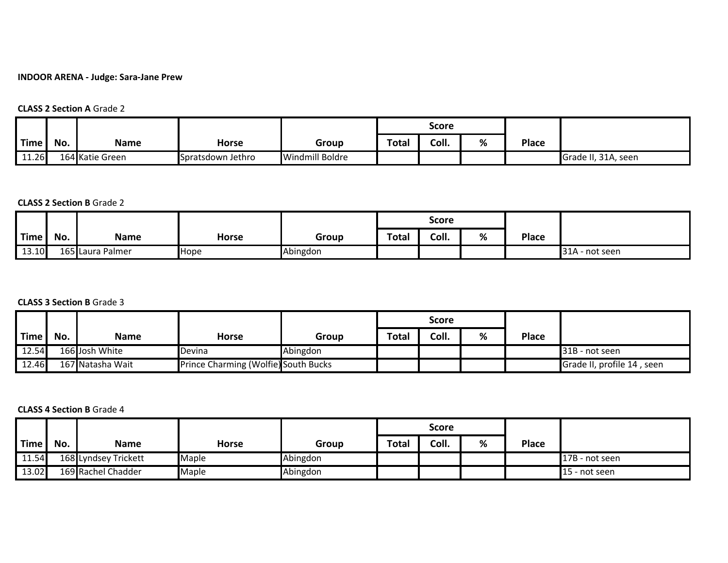**INDOOR ARENA - Judge: Sara-Jane Prew**

**CLASS 2 Section A** Grade 2

| Time | No. | Name | Horse | Group | Score | | | Place | |
|---|---|---|---|---|---|---|---|---|---|
| | | | | | Total | Coll. | % | | |
| 11.26 | 164 | Katie Green | Spratsdown Jethro | Windmill Boldre | | | | | Grade II, 31A, seen |

**CLASS 2 Section B** Grade 2

| Time | No. | Name | Horse | Group | Score | | | Place | |
|---|---|---|---|---|---|---|---|---|---|
| | | | | | Total | Coll. | % | | |
| 13.10 | 165 | Laura Palmer | Hope | Abingdon | | | | | 31A - not seen |

**CLASS 3 Section B** Grade 3

| Time | No. | Name | Horse | Group | Score | | | Place | |
|---|---|---|---|---|---|---|---|---|---|
| | | | | | Total | Coll. | % | | |
| 12.54 | 166 | Josh White | Devina | Abingdon | | | | | 31B - not seen |
| 12.46 | 167 | Natasha Wait | Prince Charming (Wolfie) | South Bucks | | | | | Grade II, profile 14 , seen |

**CLASS 4 Section B** Grade 4

| Time | No. | Name | Horse | Group | Score | | | Place | |
|---|---|---|---|---|---|---|---|---|---|
| | | | | | Total | Coll. | % | | |
| 11.54 | 168 | Lyndsey Trickett | Maple | Abingdon | | | | | 17B - not seen |
| 13.02 | 169 | Rachel Chadder | Maple | Abingdon | | | | | 15 - not seen |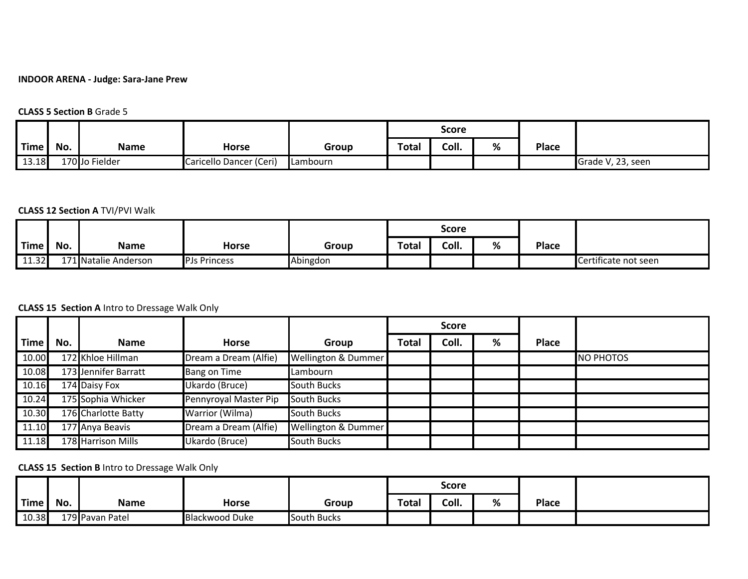**INDOOR ARENA - Judge: Sara-Jane Prew**

**CLASS 5 Section B** Grade 5

| | | | | | Score | | | | |
|---|---|---|---|---|---|---|---|---|---|
| Time | No. | Name | Horse | Group | Total | Coll. | % | Place | |
| 13.18 | 170 | Jo Fielder | Caricello Dancer (Ceri) | Lambourn | | | | | Grade V, 23, seen |

**CLASS 12 Section A** TVI/PVI Walk

| | | | | | Score | | | | |
|---|---|---|---|---|---|---|---|---|---|
| Time | No. | Name | Horse | Group | Total | Coll. | % | Place | |
| 11.32 | 171 | Natalie Anderson | PJs Princess | Abingdon | | | | | Certificate not seen |

**CLASS 15 Section A** Intro to Dressage Walk Only

| | | | | | Score | | | | |
|---|---|---|---|---|---|---|---|---|---|
| Time | No. | Name | Horse | Group | Total | Coll. | % | Place | |
| 10.00 | 172 | Khloe Hillman | Dream a Dream (Alfie) | Wellington & Dummer | | | | | NO PHOTOS |
| 10.08 | 173 | Jennifer Barratt | Bang on Time | Lambourn | | | | | |
| 10.16 | 174 | Daisy Fox | Ukardo (Bruce) | South Bucks | | | | | |
| 10.24 | 175 | Sophia Whicker | Pennyroyal Master Pip | South Bucks | | | | | |
| 10.30 | 176 | Charlotte Batty | Warrior (Wilma) | South Bucks | | | | | |
| 11.10 | 177 | Anya Beavis | Dream a Dream (Alfie) | Wellington & Dummer | | | | | |
| 11.18 | 178 | Harrison Mills | Ukardo (Bruce) | South Bucks | | | | | |

**CLASS 15 Section B** Intro to Dressage Walk Only

| | | | | | Score | | | | |
|---|---|---|---|---|---|---|---|---|---|
| Time | No. | Name | Horse | Group | Total | Coll. | % | Place | |
| 10.38 | 179 | Pavan Patel | Blackwood Duke | South Bucks | | | | | |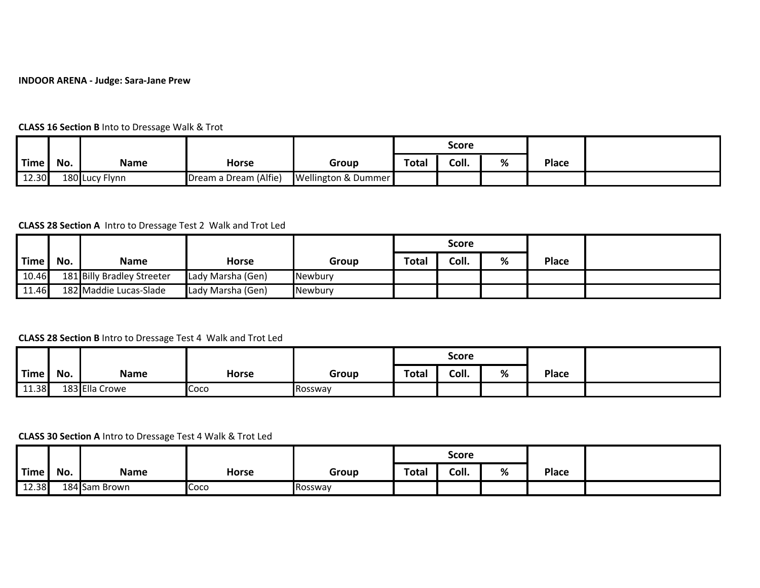**INDOOR ARENA - Judge: Sara-Jane Prew**

**CLASS 16 Section B** Into to Dressage Walk & Trot

| | | | | | Score | | | | |
|---|---|---|---|---|---|---|---|---|---|
| Time | No. | Name | Horse | Group | Total | Coll. | % | Place | |
| 12.30 | 180 | Lucy Flynn | Dream a Dream (Alfie) | Wellington & Dummer | | | | | |

**CLASS 28 Section A** Intro to Dressage Test 2 Walk and Trot Led

| | | | | | Score | | | | |
|---|---|---|---|---|---|---|---|---|---|
| Time | No. | Name | Horse | Group | Total | Coll. | % | Place | |
| 10.46 | 181 | Billy Bradley Streeter | Lady Marsha (Gen) | Newbury | | | | | |
| 11.46 | 182 | Maddie Lucas-Slade | Lady Marsha (Gen) | Newbury | | | | | |

**CLASS 28 Section B** Intro to Dressage Test 4 Walk and Trot Led

| | | | | | Score | | | | |
|---|---|---|---|---|---|---|---|---|---|
| Time | No. | Name | Horse | Group | Total | Coll. | % | Place | |
| 11.38 | 183 | Ella Crowe | Coco | Rossway | | | | | |

**CLASS 30 Section A** Intro to Dressage Test 4 Walk & Trot Led

| | | | | | Score | | | | |
|---|---|---|---|---|---|---|---|---|---|
| Time | No. | Name | Horse | Group | Total | Coll. | % | Place | |
| 12.38 | 184 | Sam Brown | Coco | Rossway | | | | | |